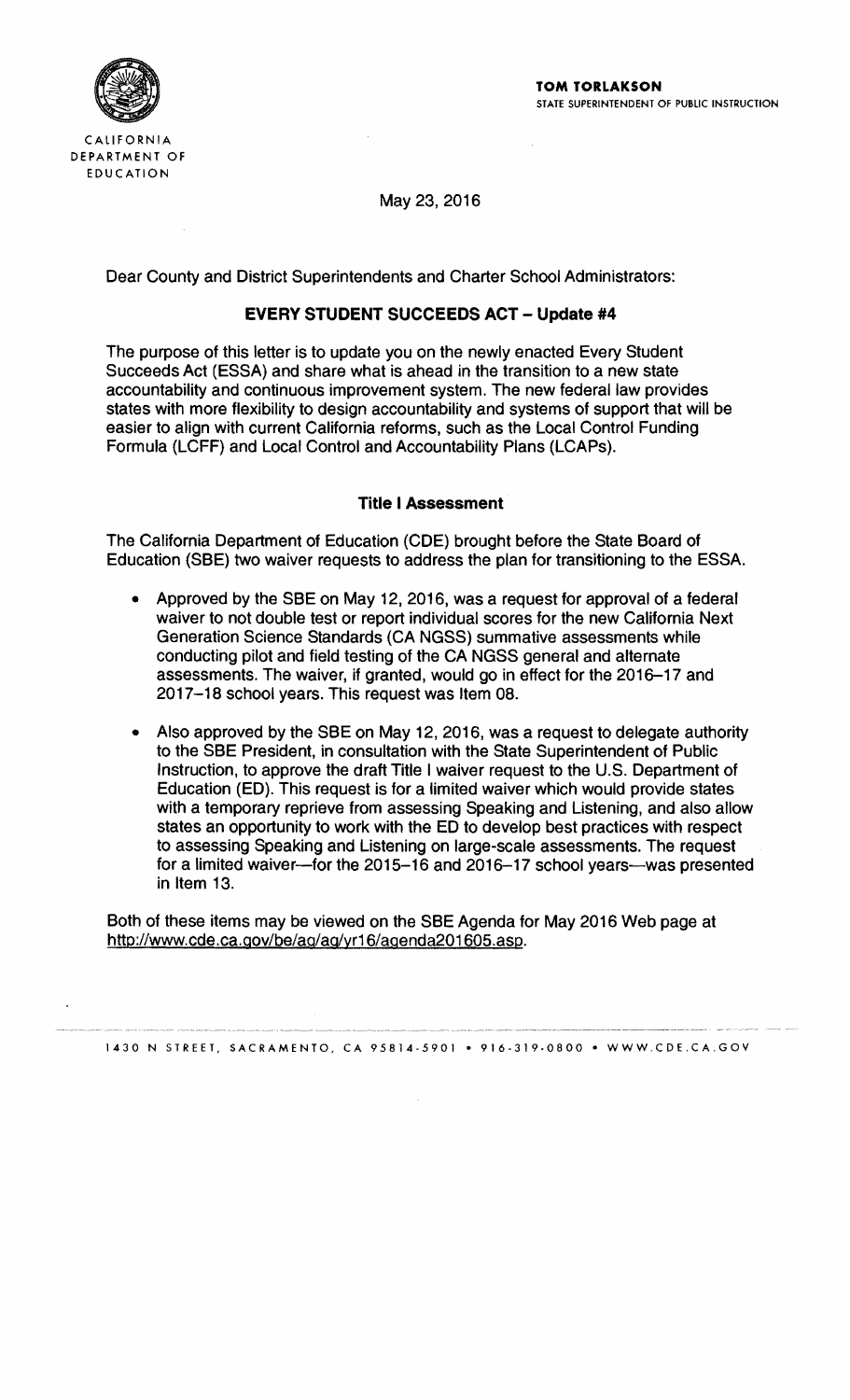CALIFORNIA DEPARTMENT OF EDUCATION

**TOM TORLAKSON**
STATE SUPERINTENDENT OF PUBLIC INSTRUCTION

May 23, 2016

Dear County and District Superintendents and Charter School Administrators:

## EVERY STUDENT SUCCEEDS ACT – Update #4

The purpose of this letter is to update you on the newly enacted Every Student Succeeds Act (ESSA) and share what is ahead in the transition to a new state accountability and continuous improvement system. The new federal law provides states with more flexibility to design accountability and systems of support that will be easier to align with current California reforms, such as the Local Control Funding Formula (LCFF) and Local Control and Accountability Plans (LCAPs).

### Title I Assessment

The California Department of Education (CDE) brought before the State Board of Education (SBE) two waiver requests to address the plan for transitioning to the ESSA.

- Approved by the SBE on May 12, 2016, was a request for approval of a federal waiver to not double test or report individual scores for the new California Next Generation Science Standards (CA NGSS) summative assessments while conducting pilot and field testing of the CA NGSS general and alternate assessments. The waiver, if granted, would go in effect for the 2016–17 and 2017–18 school years. This request was Item 08.
- Also approved by the SBE on May 12, 2016, was a request to delegate authority to the SBE President, in consultation with the State Superintendent of Public Instruction, to approve the draft Title I waiver request to the U.S. Department of Education (ED). This request is for a limited waiver which would provide states with a temporary reprieve from assessing Speaking and Listening, and also allow states an opportunity to work with the ED to develop best practices with respect to assessing Speaking and Listening on large-scale assessments. The request for a limited waiver—for the 2015–16 and 2016–17 school years—was presented in Item 13.

Both of these items may be viewed on the SBE Agenda for May 2016 Web page at http://www.cde.ca.gov/be/ag/ag/yr16/agenda201605.asp.

1430 N STREET, SACRAMENTO, CA 95814-5901 • 916-319-0800 • WWW.CDE.CA.GOV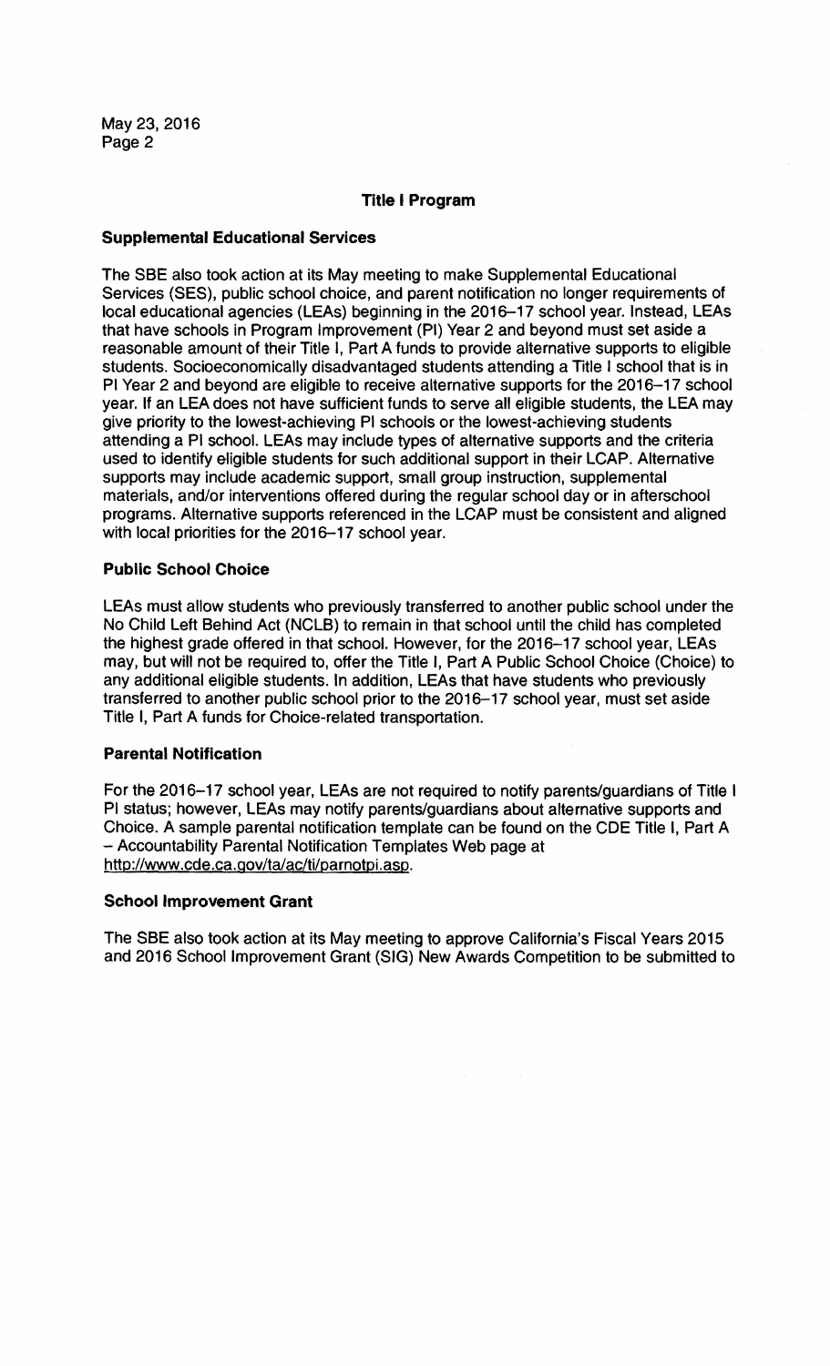## Title I Program

### Supplemental Educational Services

The SBE also took action at its May meeting to make Supplemental Educational Services (SES), public school choice, and parent notification no longer requirements of local educational agencies (LEAs) beginning in the 2016–17 school year. Instead, LEAs that have schools in Program Improvement (PI) Year 2 and beyond must set aside a reasonable amount of their Title I, Part A funds to provide alternative supports to eligible students. Socioeconomically disadvantaged students attending a Title I school that is in PI Year 2 and beyond are eligible to receive alternative supports for the 2016–17 school year. If an LEA does not have sufficient funds to serve all eligible students, the LEA may give priority to the lowest-achieving PI schools or the lowest-achieving students attending a PI school. LEAs may include types of alternative supports and the criteria used to identify eligible students for such additional support in their LCAP. Alternative supports may include academic support, small group instruction, supplemental materials, and/or interventions offered during the regular school day or in afterschool programs. Alternative supports referenced in the LCAP must be consistent and aligned with local priorities for the 2016–17 school year.

### Public School Choice

LEAs must allow students who previously transferred to another public school under the No Child Left Behind Act (NCLB) to remain in that school until the child has completed the highest grade offered in that school. However, for the 2016–17 school year, LEAs may, but will not be required to, offer the Title I, Part A Public School Choice (Choice) to any additional eligible students. In addition, LEAs that have students who previously transferred to another public school prior to the 2016–17 school year, must set aside Title I, Part A funds for Choice-related transportation.

### Parental Notification

For the 2016–17 school year, LEAs are not required to notify parents/guardians of Title I PI status; however, LEAs may notify parents/guardians about alternative supports and Choice. A sample parental notification template can be found on the CDE Title I, Part A – Accountability Parental Notification Templates Web page at http://www.cde.ca.gov/ta/ac/ti/parnotpi.asp.

### School Improvement Grant

The SBE also took action at its May meeting to approve California's Fiscal Years 2015 and 2016 School Improvement Grant (SIG) New Awards Competition to be submitted to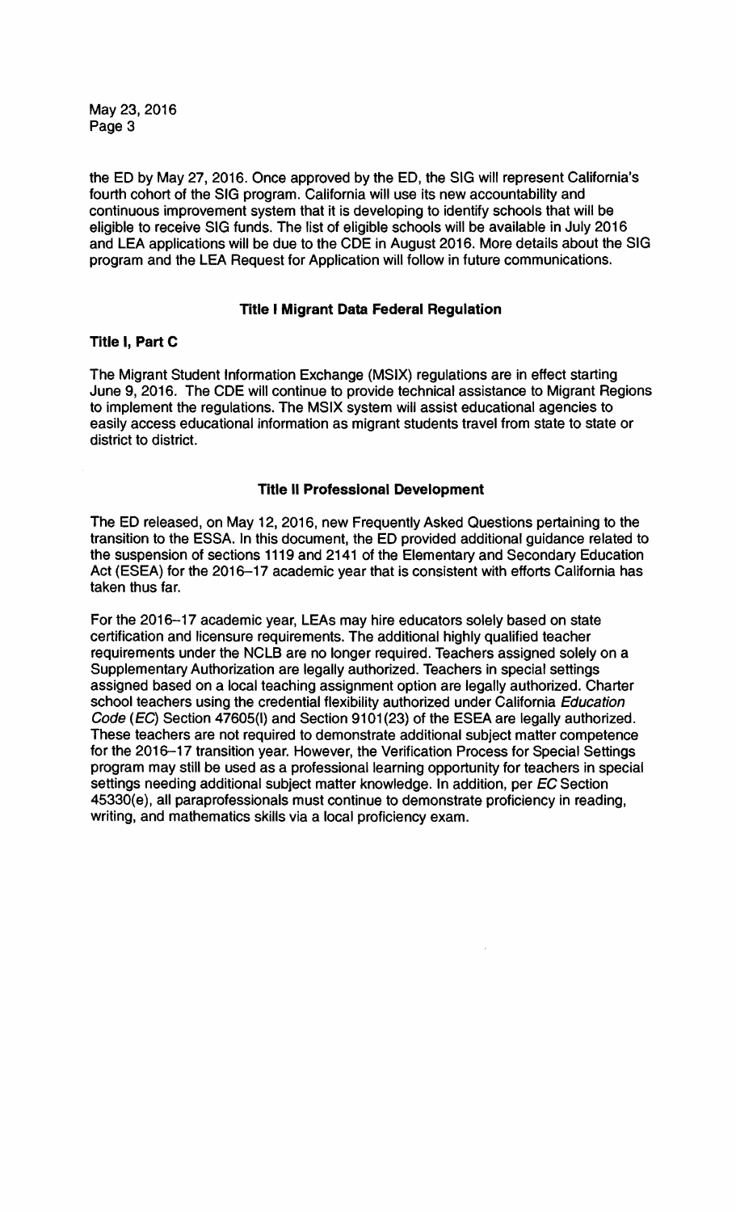the ED by May 27, 2016. Once approved by the ED, the SIG will represent California's fourth cohort of the SIG program. California will use its new accountability and continuous improvement system that it is developing to identify schools that will be eligible to receive SIG funds. The list of eligible schools will be available in July 2016 and LEA applications will be due to the CDE in August 2016. More details about the SIG program and the LEA Request for Application will follow in future communications.

## Title I Migrant Data Federal Regulation

### Title I, Part C

The Migrant Student Information Exchange (MSIX) regulations are in effect starting June 9, 2016. The CDE will continue to provide technical assistance to Migrant Regions to implement the regulations. The MSIX system will assist educational agencies to easily access educational information as migrant students travel from state to state or district to district.

## Title II Professional Development

The ED released, on May 12, 2016, new Frequently Asked Questions pertaining to the transition to the ESSA. In this document, the ED provided additional guidance related to the suspension of sections 1119 and 2141 of the Elementary and Secondary Education Act (ESEA) for the 2016–17 academic year that is consistent with efforts California has taken thus far.

For the 2016–17 academic year, LEAs may hire educators solely based on state certification and licensure requirements. The additional highly qualified teacher requirements under the NCLB are no longer required. Teachers assigned solely on a Supplementary Authorization are legally authorized. Teachers in special settings assigned based on a local teaching assignment option are legally authorized. Charter school teachers using the credential flexibility authorized under California *Education Code* (*EC*) Section 47605(l) and Section 9101(23) of the ESEA are legally authorized. These teachers are not required to demonstrate additional subject matter competence for the 2016–17 transition year. However, the Verification Process for Special Settings program may still be used as a professional learning opportunity for teachers in special settings needing additional subject matter knowledge. In addition, per *EC* Section 45330(e), all paraprofessionals must continue to demonstrate proficiency in reading, writing, and mathematics skills via a local proficiency exam.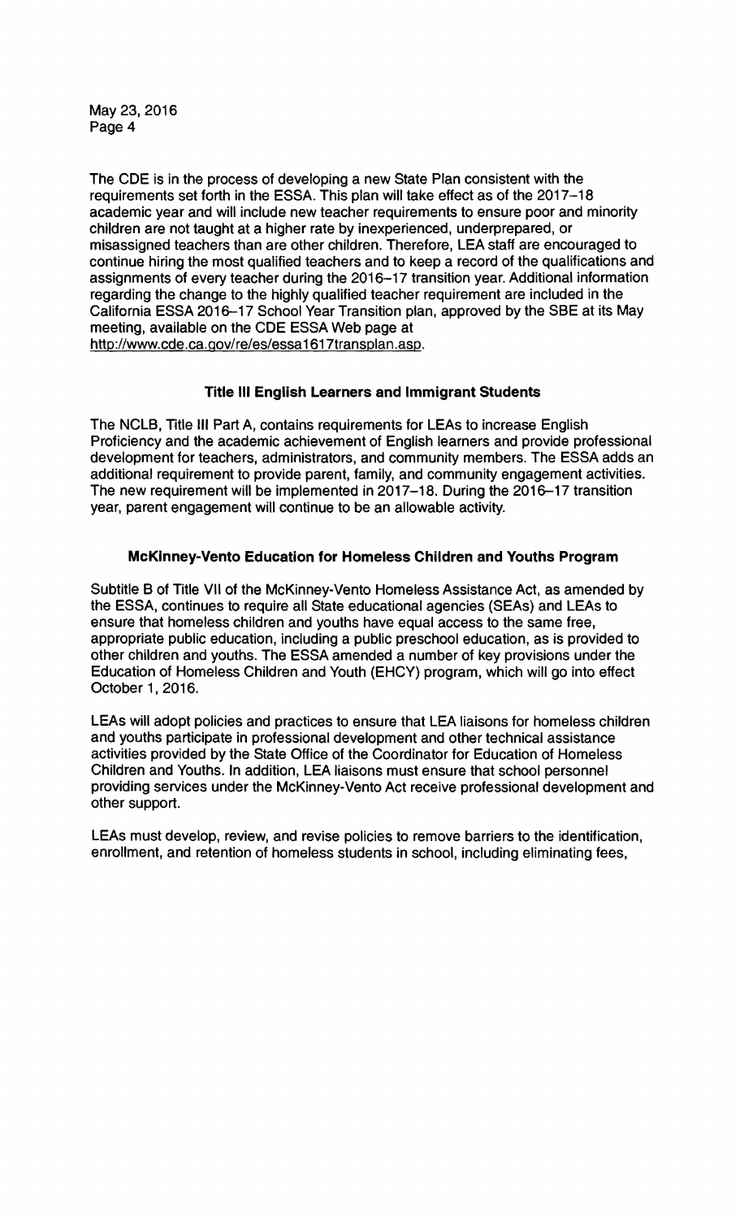The CDE is in the process of developing a new State Plan consistent with the requirements set forth in the ESSA. This plan will take effect as of the 2017–18 academic year and will include new teacher requirements to ensure poor and minority children are not taught at a higher rate by inexperienced, underprepared, or misassigned teachers than are other children. Therefore, LEA staff are encouraged to continue hiring the most qualified teachers and to keep a record of the qualifications and assignments of every teacher during the 2016–17 transition year. Additional information regarding the change to the highly qualified teacher requirement are included in the California ESSA 2016–17 School Year Transition plan, approved by the SBE at its May meeting, available on the CDE ESSA Web page at http://www.cde.ca.gov/re/es/essa1617transplan.asp.

## Title III English Learners and Immigrant Students

The NCLB, Title III Part A, contains requirements for LEAs to increase English Proficiency and the academic achievement of English learners and provide professional development for teachers, administrators, and community members. The ESSA adds an additional requirement to provide parent, family, and community engagement activities. The new requirement will be implemented in 2017–18. During the 2016–17 transition year, parent engagement will continue to be an allowable activity.

## McKinney-Vento Education for Homeless Children and Youths Program

Subtitle B of Title VII of the McKinney-Vento Homeless Assistance Act, as amended by the ESSA, continues to require all State educational agencies (SEAs) and LEAs to ensure that homeless children and youths have equal access to the same free, appropriate public education, including a public preschool education, as is provided to other children and youths. The ESSA amended a number of key provisions under the Education of Homeless Children and Youth (EHCY) program, which will go into effect October 1, 2016.

LEAs will adopt policies and practices to ensure that LEA liaisons for homeless children and youths participate in professional development and other technical assistance activities provided by the State Office of the Coordinator for Education of Homeless Children and Youths. In addition, LEA liaisons must ensure that school personnel providing services under the McKinney-Vento Act receive professional development and other support.

LEAs must develop, review, and revise policies to remove barriers to the identification, enrollment, and retention of homeless students in school, including eliminating fees,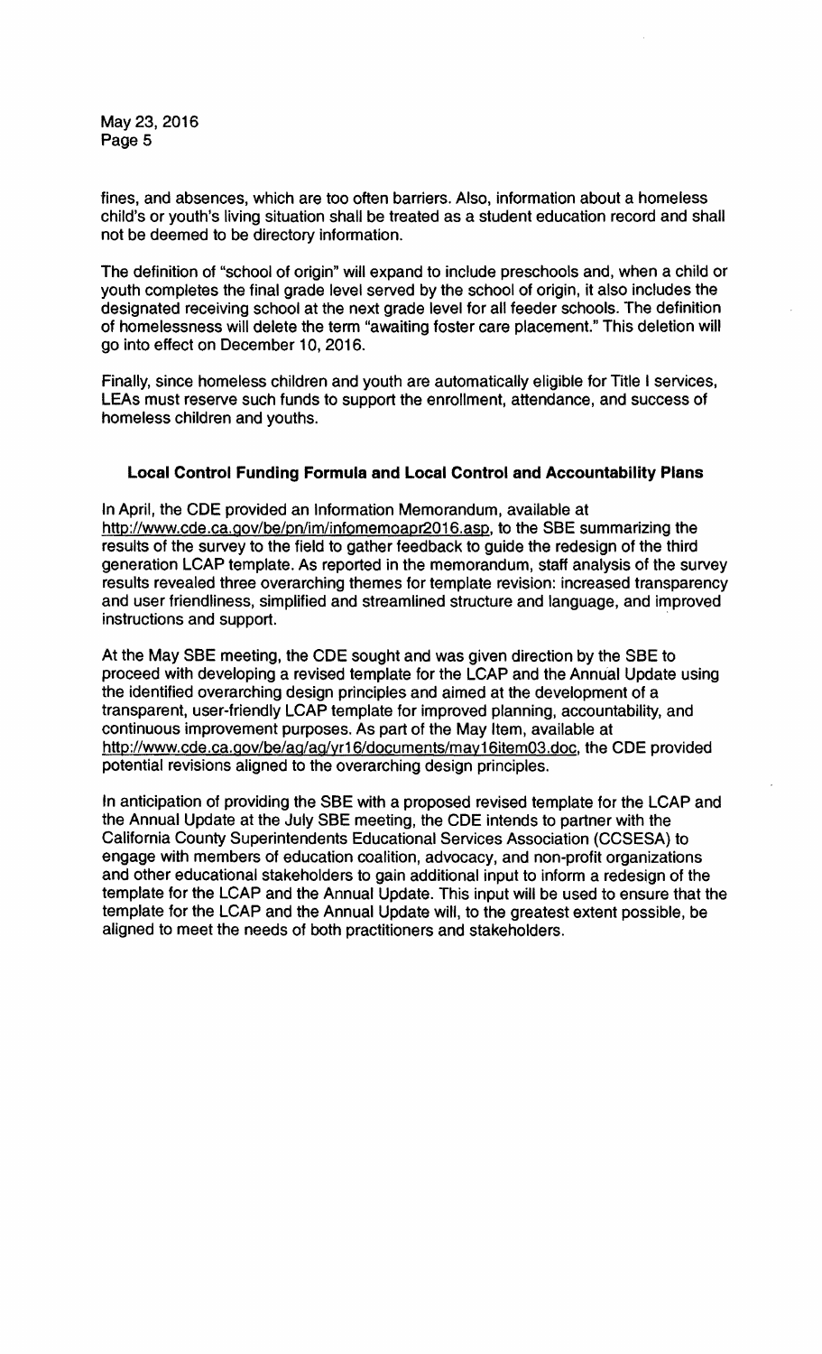fines, and absences, which are too often barriers. Also, information about a homeless child's or youth's living situation shall be treated as a student education record and shall not be deemed to be directory information.

The definition of "school of origin" will expand to include preschools and, when a child or youth completes the final grade level served by the school of origin, it also includes the designated receiving school at the next grade level for all feeder schools. The definition of homelessness will delete the term "awaiting foster care placement." This deletion will go into effect on December 10, 2016.

Finally, since homeless children and youth are automatically eligible for Title I services, LEAs must reserve such funds to support the enrollment, attendance, and success of homeless children and youths.

### Local Control Funding Formula and Local Control and Accountability Plans

In April, the CDE provided an Information Memorandum, available at http://www.cde.ca.gov/be/pn/im/infomemoapr2016.asp, to the SBE summarizing the results of the survey to the field to gather feedback to guide the redesign of the third generation LCAP template. As reported in the memorandum, staff analysis of the survey results revealed three overarching themes for template revision: increased transparency and user friendliness, simplified and streamlined structure and language, and improved instructions and support.

At the May SBE meeting, the CDE sought and was given direction by the SBE to proceed with developing a revised template for the LCAP and the Annual Update using the identified overarching design principles and aimed at the development of a transparent, user-friendly LCAP template for improved planning, accountability, and continuous improvement purposes. As part of the May Item, available at http://www.cde.ca.gov/be/ag/ag/yr16/documents/may16item03.doc, the CDE provided potential revisions aligned to the overarching design principles.

In anticipation of providing the SBE with a proposed revised template for the LCAP and the Annual Update at the July SBE meeting, the CDE intends to partner with the California County Superintendents Educational Services Association (CCSESA) to engage with members of education coalition, advocacy, and non-profit organizations and other educational stakeholders to gain additional input to inform a redesign of the template for the LCAP and the Annual Update. This input will be used to ensure that the template for the LCAP and the Annual Update will, to the greatest extent possible, be aligned to meet the needs of both practitioners and stakeholders.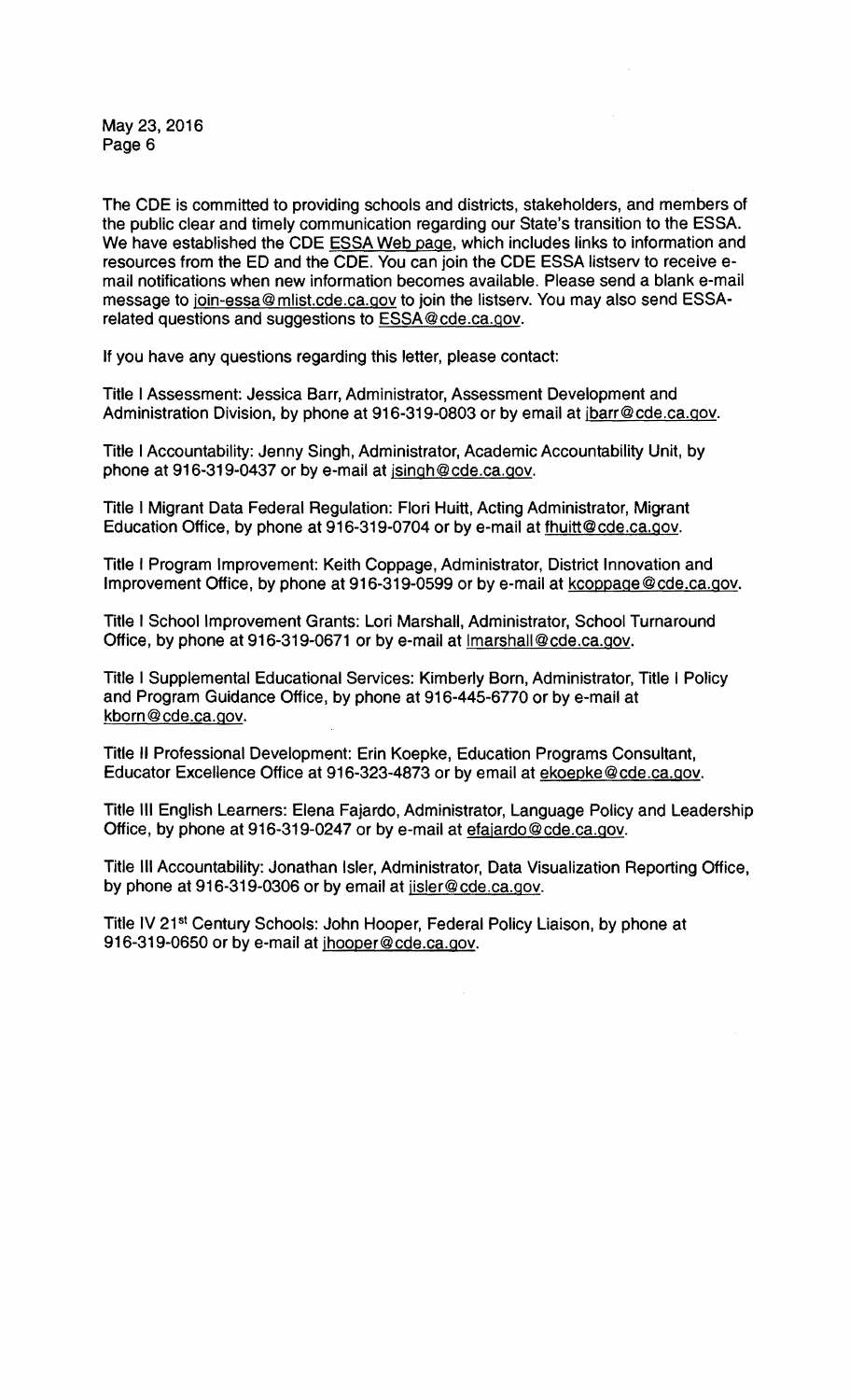The CDE is committed to providing schools and districts, stakeholders, and members of the public clear and timely communication regarding our State's transition to the ESSA. We have established the CDE ESSA Web page, which includes links to information and resources from the ED and the CDE. You can join the CDE ESSA listserv to receive e-mail notifications when new information becomes available. Please send a blank e-mail message to join-essa@mlist.cde.ca.gov to join the listserv. You may also send ESSA-related questions and suggestions to ESSA@cde.ca.gov.

If you have any questions regarding this letter, please contact:

Title I Assessment: Jessica Barr, Administrator, Assessment Development and Administration Division, by phone at 916-319-0803 or by email at jbarr@cde.ca.gov.

Title I Accountability: Jenny Singh, Administrator, Academic Accountability Unit, by phone at 916-319-0437 or by e-mail at jsingh@cde.ca.gov.

Title I Migrant Data Federal Regulation: Flori Huitt, Acting Administrator, Migrant Education Office, by phone at 916-319-0704 or by e-mail at fhuitt@cde.ca.gov.

Title I Program Improvement: Keith Coppage, Administrator, District Innovation and Improvement Office, by phone at 916-319-0599 or by e-mail at kcoppage@cde.ca.gov.

Title I School Improvement Grants: Lori Marshall, Administrator, School Turnaround Office, by phone at 916-319-0671 or by e-mail at lmarshall@cde.ca.gov.

Title I Supplemental Educational Services: Kimberly Born, Administrator, Title I Policy and Program Guidance Office, by phone at 916-445-6770 or by e-mail at kborn@cde.ca.gov.

Title II Professional Development: Erin Koepke, Education Programs Consultant, Educator Excellence Office at 916-323-4873 or by email at ekoepke@cde.ca.gov.

Title III English Learners: Elena Fajardo, Administrator, Language Policy and Leadership Office, by phone at 916-319-0247 or by e-mail at efajardo@cde.ca.gov.

Title III Accountability: Jonathan Isler, Administrator, Data Visualization Reporting Office, by phone at 916-319-0306 or by email at jisler@cde.ca.gov.

Title IV 21st Century Schools: John Hooper, Federal Policy Liaison, by phone at 916-319-0650 or by e-mail at jhooper@cde.ca.gov.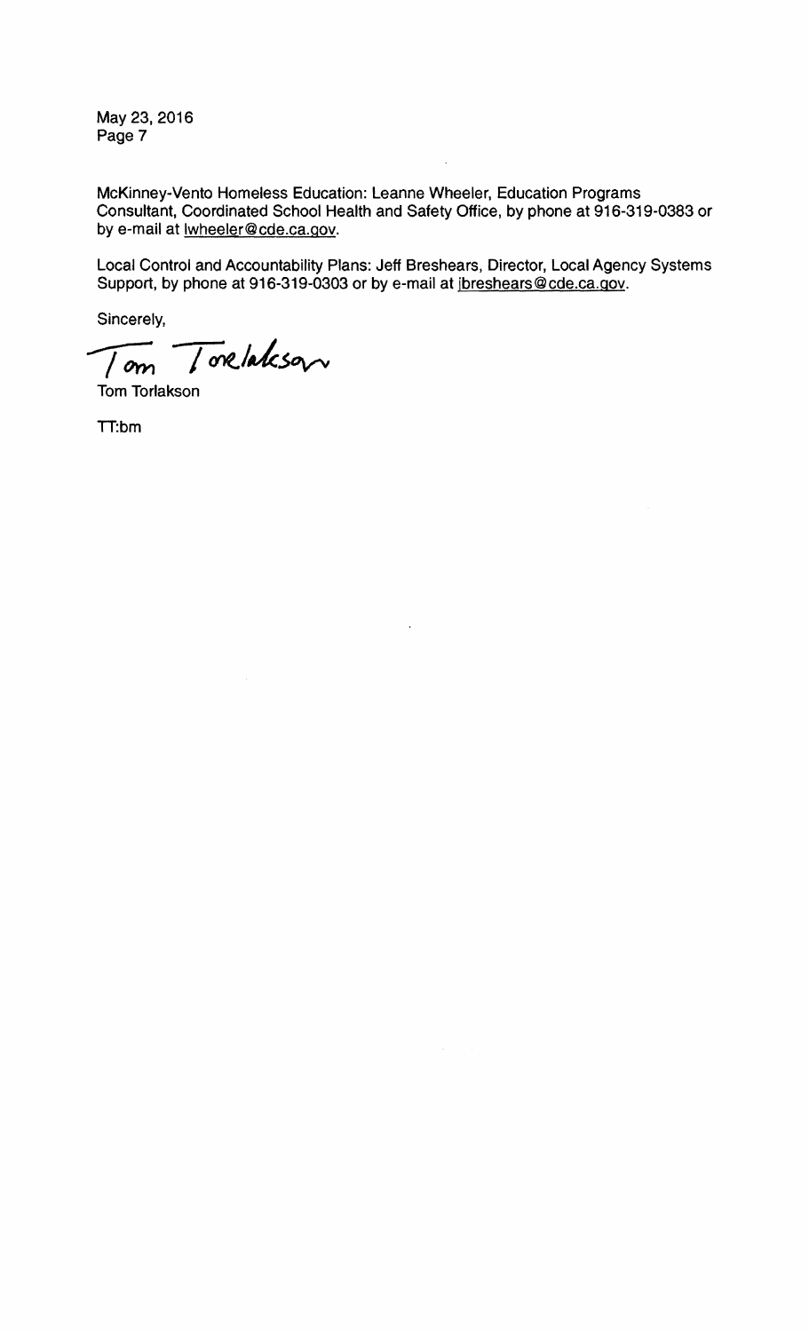McKinney-Vento Homeless Education: Leanne Wheeler, Education Programs Consultant, Coordinated School Health and Safety Office, by phone at 916-319-0383 or by e-mail at lwheeler@cde.ca.gov.

Local Control and Accountability Plans: Jeff Breshears, Director, Local Agency Systems Support, by phone at 916-319-0303 or by e-mail at jbreshears@cde.ca.gov.

Sincerely,

Tom Torlakson

Tom Torlakson

TT:bm